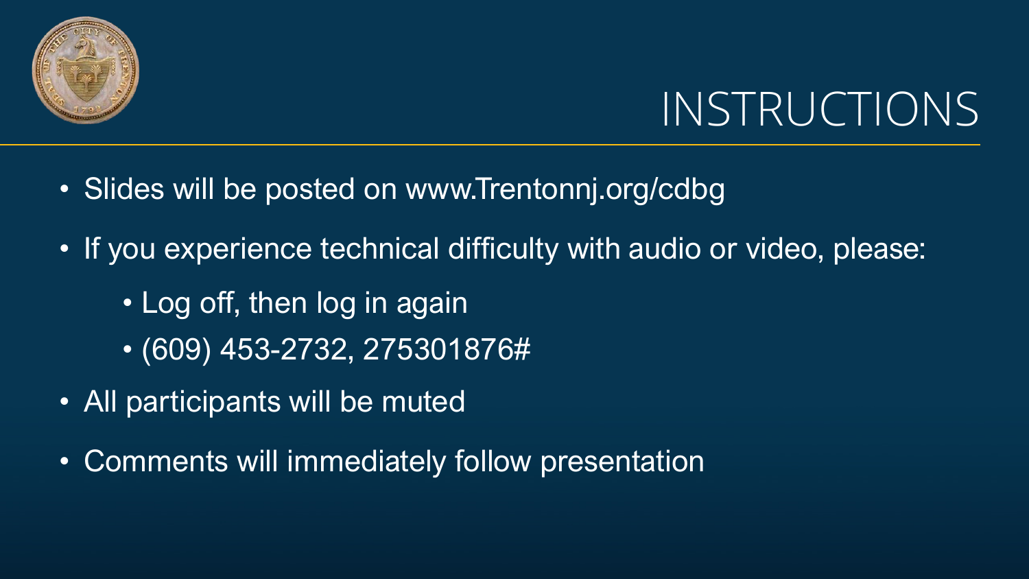# INSTRUCTIONS

- Slides will be posted on www.Trentonnj.org/cdbg
- If you experience technical difficulty with audio or video, please:
  - Log off, then log in again
  - (609) 453-2732, 275301876#
- All participants will be muted
- Comments will immediately follow presentation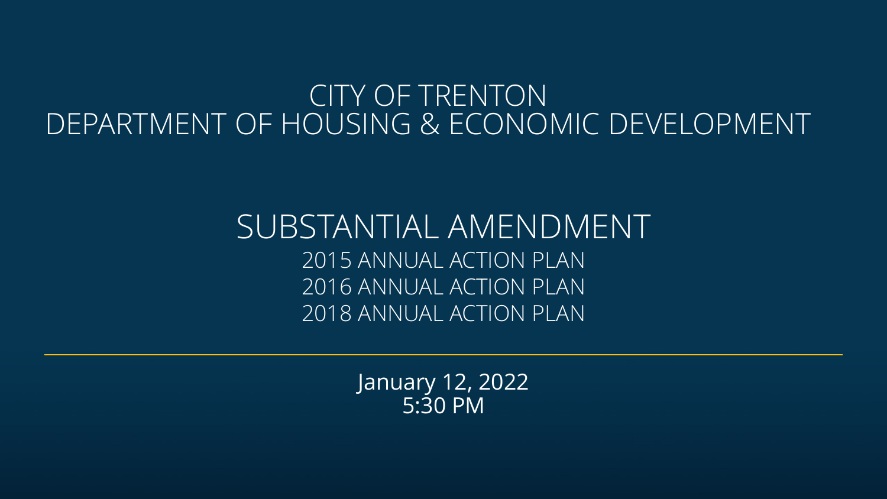# CITY OF TRENTON
# DEPARTMENT OF HOUSING & ECONOMIC DEVELOPMENT

## SUBSTANTIAL AMENDMENT

2015 ANNUAL ACTION PLAN
2016 ANNUAL ACTION PLAN
2018 ANNUAL ACTION PLAN

---

January 12, 2022
5:30 PM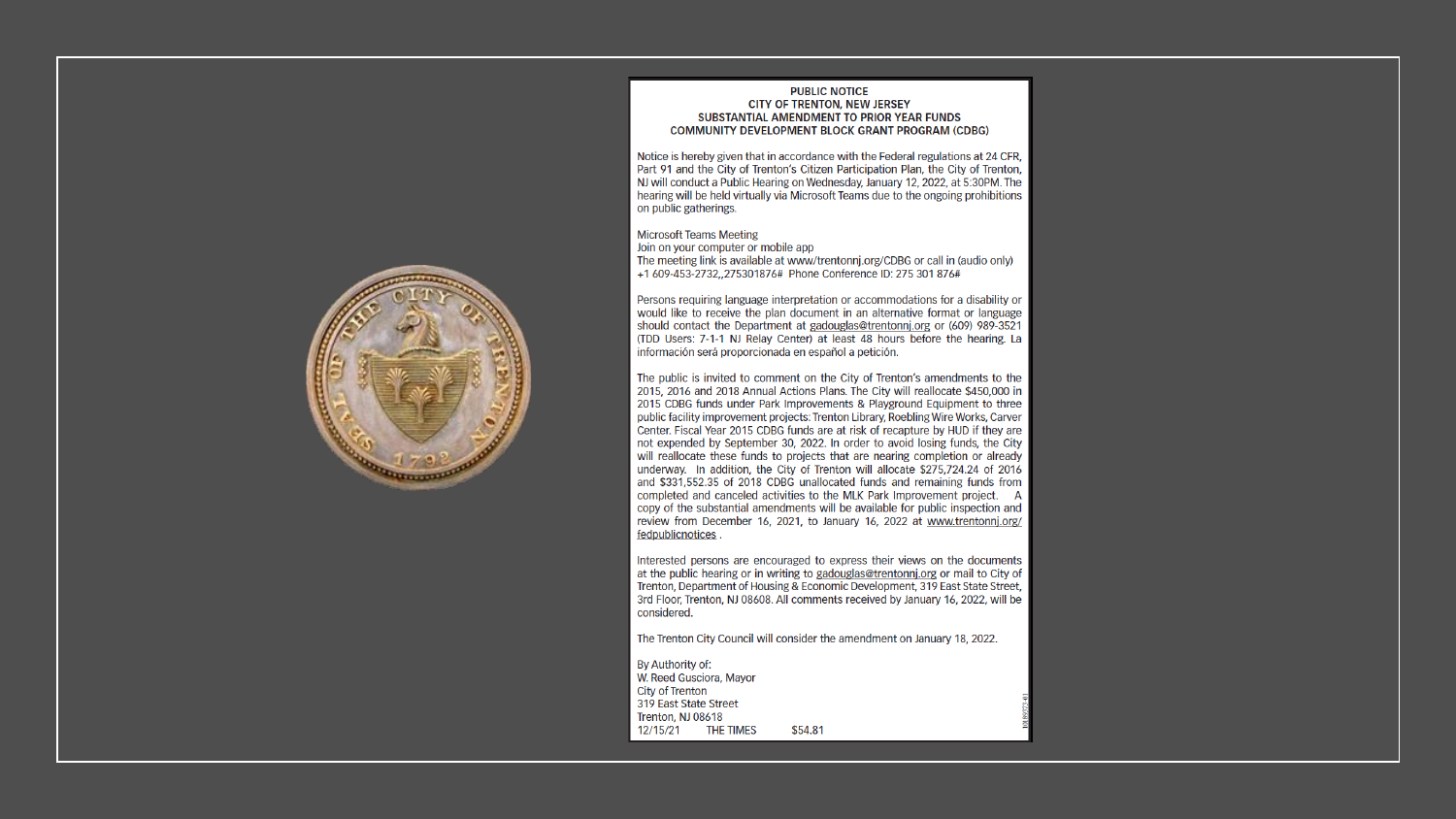# PUBLIC NOTICE
# CITY OF TRENTON, NEW JERSEY
## SUBSTANTIAL AMENDMENT TO PRIOR YEAR FUNDS
## COMMUNITY DEVELOPMENT BLOCK GRANT PROGRAM (CDBG)

Notice is hereby given that in accordance with the Federal regulations at 24 CFR, Part 91 and the City of Trenton's Citizen Participation Plan, the City of Trenton, NJ will conduct a Public Hearing on Wednesday, January 12, 2022, at 5:30PM. The hearing will be held virtually via Microsoft Teams due to the ongoing prohibitions on public gatherings.

Microsoft Teams Meeting
Join on your computer or mobile app
The meeting link is available at www/trentonnj.org/CDBG or call in (audio only) +1 609-453-2732,,275301876# Phone Conference ID: 275 301 876#

Persons requiring language interpretation or accommodations for a disability or would like to receive the plan document in an alternative format or language should contact the Department at gadouglas@trentonnj.org or (609) 989-3521 (TDD Users: 7-1-1 NJ Relay Center) at least 48 hours before the hearing. La información será proporcionada en español a petición.

The public is invited to comment on the City of Trenton's amendments to the 2015, 2016 and 2018 Annual Actions Plans. The City will reallocate $450,000 in 2015 CDBG funds under Park Improvements & Playground Equipment to three public facility improvement projects: Trenton Library, Roebling Wire Works, Carver Center. Fiscal Year 2015 CDBG funds are at risk of recapture by HUD if they are not expended by September 30, 2022. In order to avoid losing funds, the City will reallocate these funds to projects that are nearing completion or already underway. In addition, the City of Trenton will allocate $275,724.24 of 2016 and $331,552.35 of 2018 CDBG unallocated funds and remaining funds from completed and canceled activities to the MLK Park Improvement project. A copy of the substantial amendments will be available for public inspection and review from December 16, 2021, to January 16, 2022 at www.trentonnj.org/fedpublicnotices .

Interested persons are encouraged to express their views on the documents at the public hearing or in writing to gadouglas@trentonnj.org or mail to City of Trenton, Department of Housing & Economic Development, 319 East State Street, 3rd Floor, Trenton, NJ 08608. All comments received by January 16, 2022, will be considered.

The Trenton City Council will consider the amendment on January 18, 2022.

By Authority of:
W. Reed Gusciora, Mayor
City of Trenton
319 East State Street
Trenton, NJ 08618
12/15/21 THE TIMES $54.81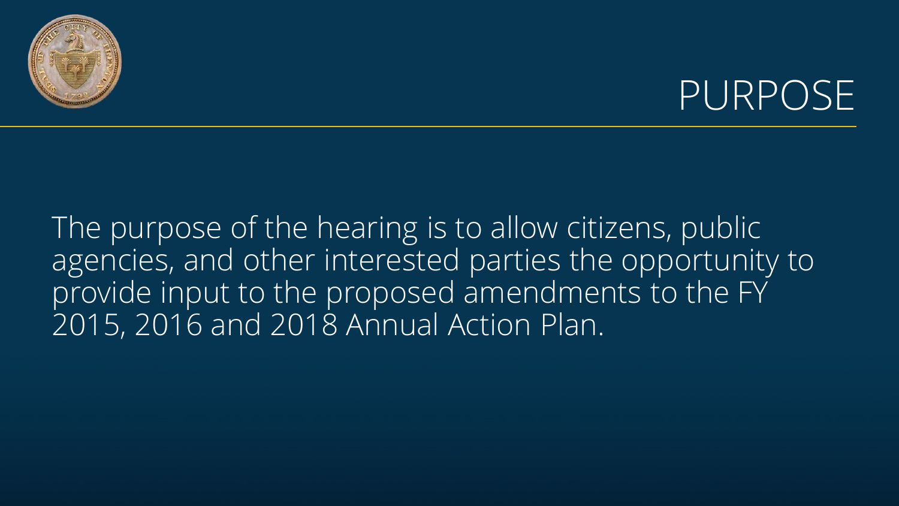# PURPOSE

The purpose of the hearing is to allow citizens, public agencies, and other interested parties the opportunity to provide input to the proposed amendments to the FY 2015, 2016 and 2018 Annual Action Plan.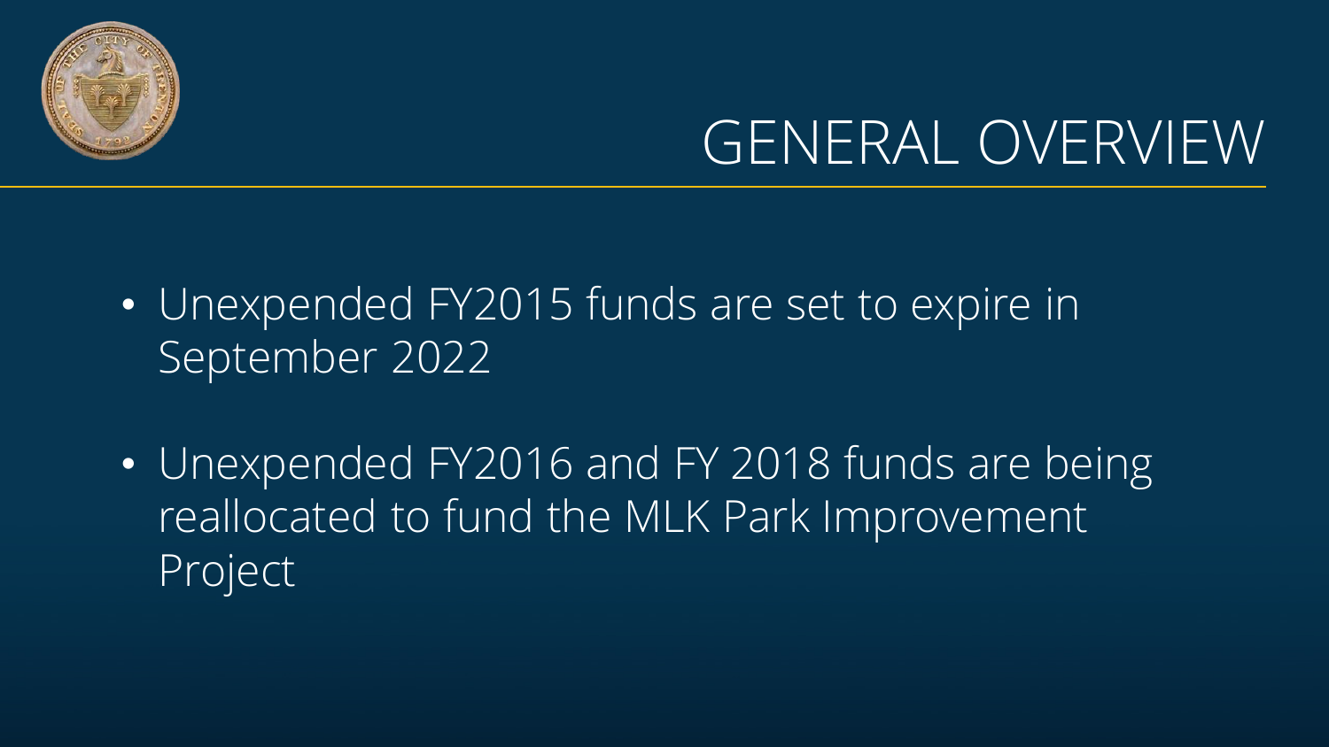# GENERAL OVERVIEW

- Unexpended FY2015 funds are set to expire in September 2022
- Unexpended FY2016 and FY 2018 funds are being reallocated to fund the MLK Park Improvement Project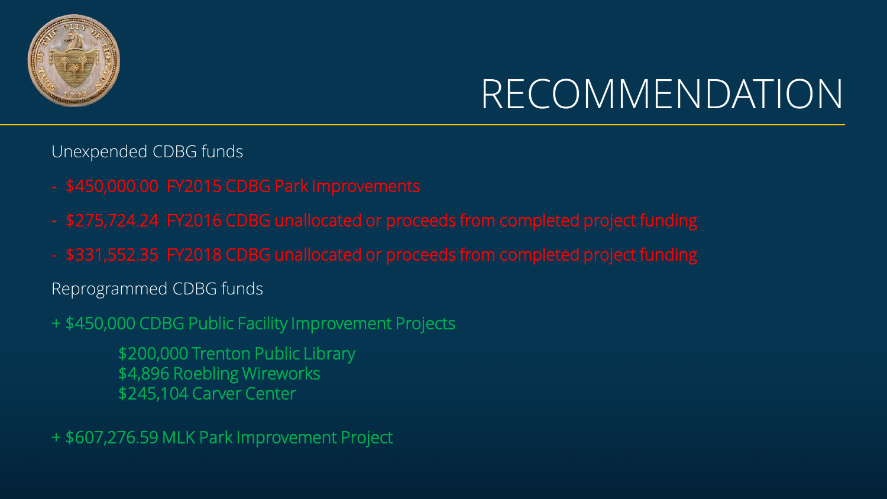# RECOMMENDATION

Unexpended CDBG funds

- $450,000.00 FY2015 CDBG Park Improvements
- $275,724.24 FY2016 CDBG unallocated or proceeds from completed project funding
- $331,552.35 FY2018 CDBG unallocated or proceeds from completed project funding

Reprogrammed CDBG funds

+ $450,000 CDBG Public Facility Improvement Projects

  $200,000 Trenton Public Library
  $4,896 Roebling Wireworks
  $245,104 Carver Center

+ $607,276.59 MLK Park Improvement Project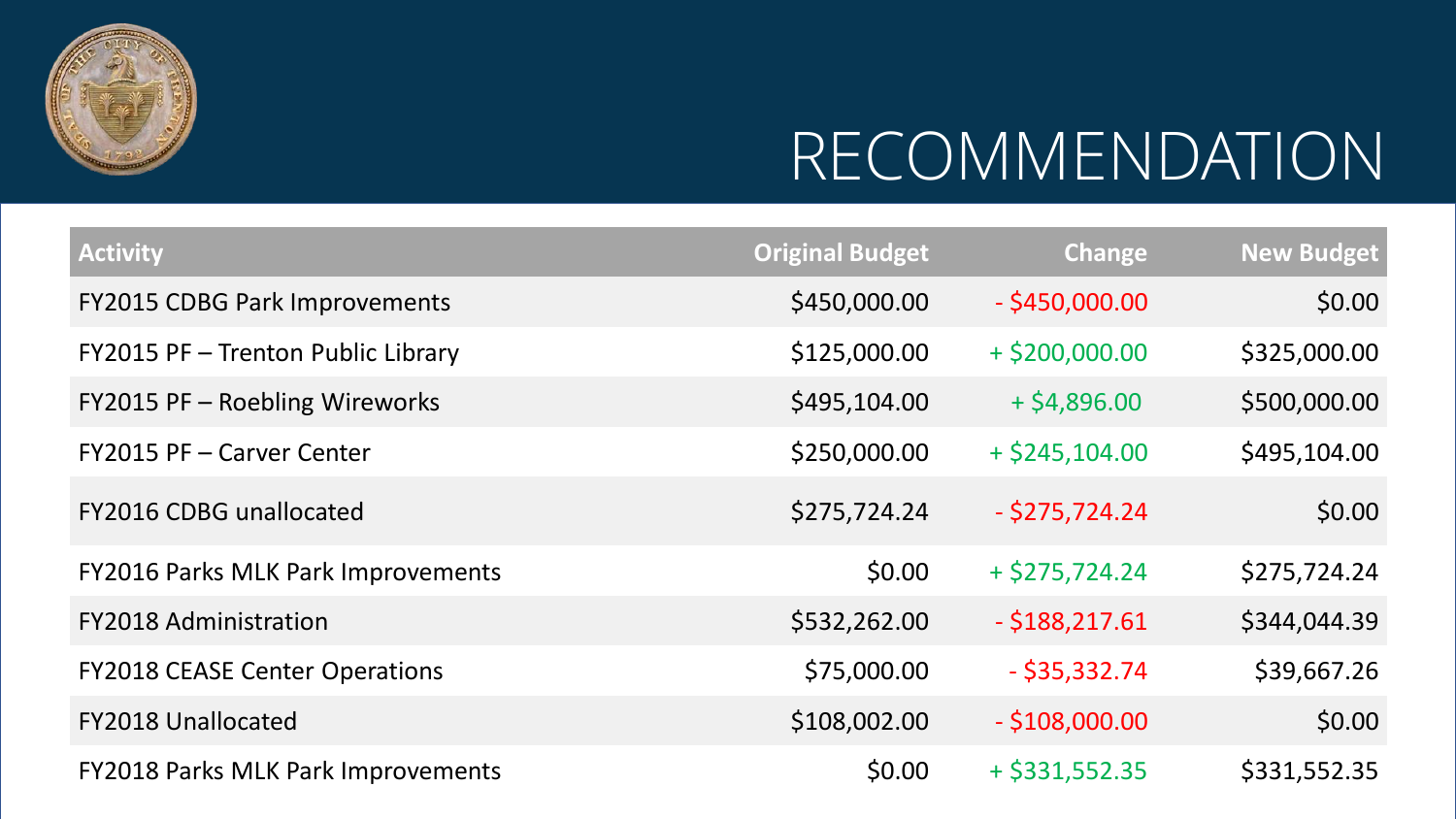# RECOMMENDATION

| Activity | Original Budget | Change | New Budget |
|---|---|---|---|
| FY2015 CDBG Park Improvements | $450,000.00 | - $450,000.00 | $0.00 |
| FY2015 PF – Trenton Public Library | $125,000.00 | + $200,000.00 | $325,000.00 |
| FY2015 PF – Roebling Wireworks | $495,104.00 | + $4,896.00 | $500,000.00 |
| FY2015 PF – Carver Center | $250,000.00 | + $245,104.00 | $495,104.00 |
| FY2016 CDBG unallocated | $275,724.24 | - $275,724.24 | $0.00 |
| FY2016 Parks MLK Park Improvements | $0.00 | + $275,724.24 | $275,724.24 |
| FY2018 Administration | $532,262.00 | - $188,217.61 | $344,044.39 |
| FY2018 CEASE Center Operations | $75,000.00 | - $35,332.74 | $39,667.26 |
| FY2018 Unallocated | $108,002.00 | - $108,000.00 | $0.00 |
| FY2018 Parks MLK Park Improvements | $0.00 | + $331,552.35 | $331,552.35 |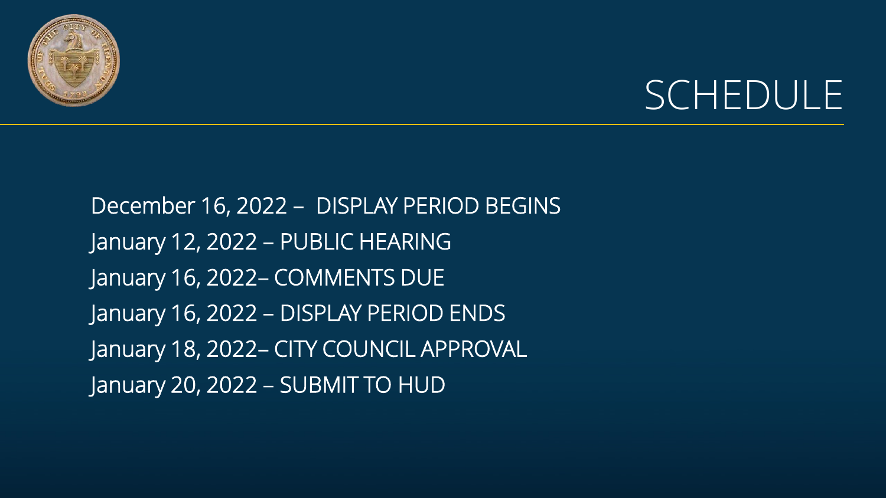# SCHEDULE

December 16, 2022 – DISPLAY PERIOD BEGINS
January 12, 2022 – PUBLIC HEARING
January 16, 2022– COMMENTS DUE
January 16, 2022 – DISPLAY PERIOD ENDS
January 18, 2022– CITY COUNCIL APPROVAL
January 20, 2022 – SUBMIT TO HUD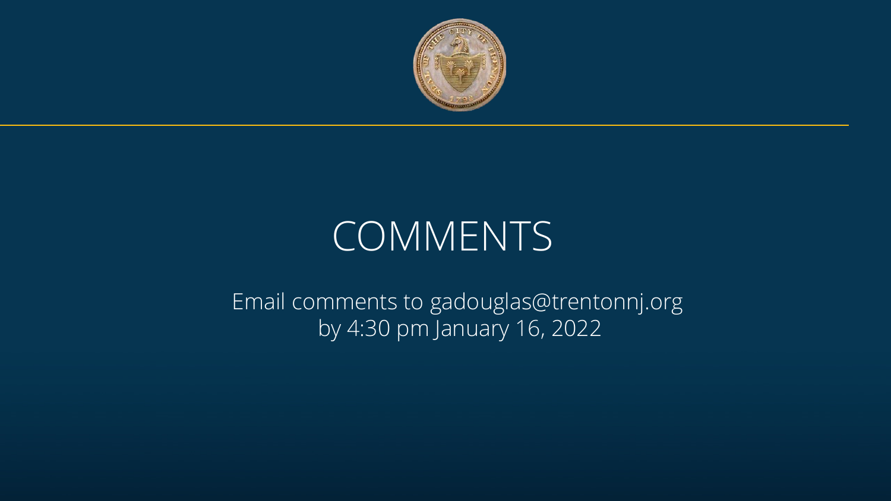# COMMENTS

Email comments to gadouglas@trentonnj.org
by 4:30 pm January 16, 2022